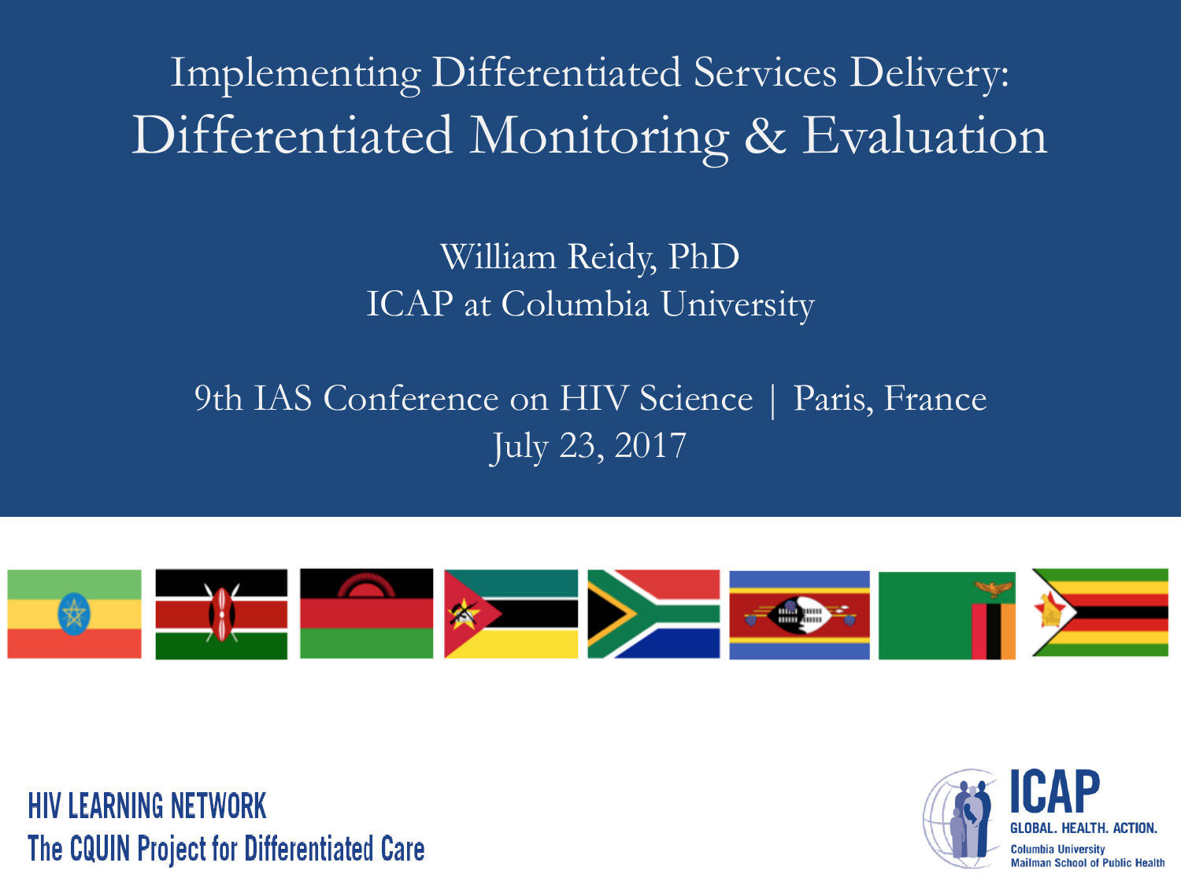# Implementing Differentiated Services Delivery: Differentiated Monitoring & Evaluation

William Reidy, PhD
ICAP at Columbia University

9th IAS Conference on HIV Science | Paris, France
July 23, 2017

HIV LEARNING NETWORK
The CQUIN Project for Differentiated Care

ICAP
GLOBAL. HEALTH. ACTION.
Columbia University
Mailman School of Public Health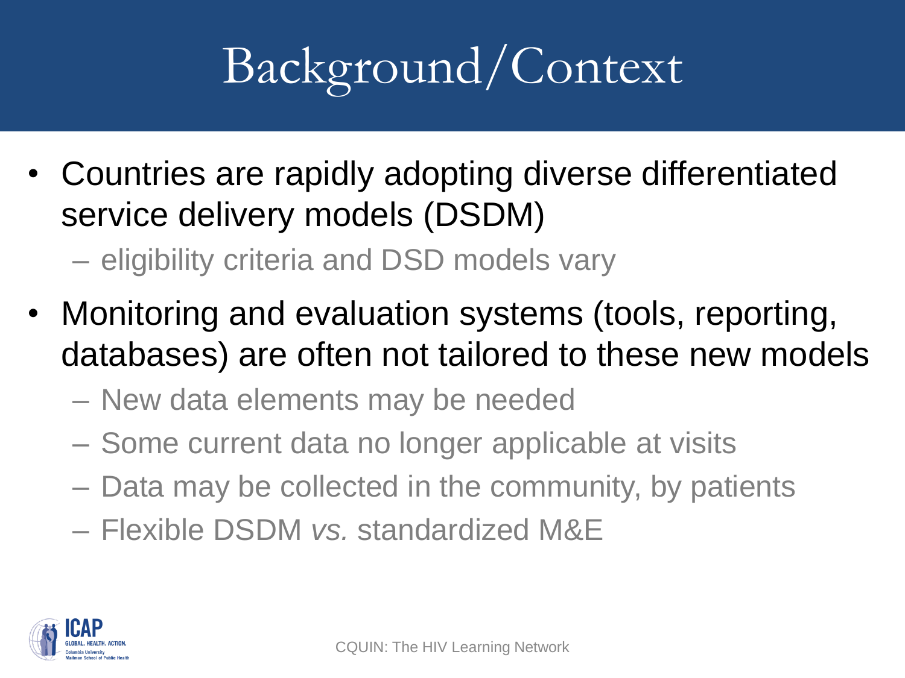# Background/Context

- Countries are rapidly adopting diverse differentiated service delivery models (DSDM)
  - eligibility criteria and DSD models vary
- Monitoring and evaluation systems (tools, reporting, databases) are often not tailored to these new models
  - New data elements may be needed
  - Some current data no longer applicable at visits
  - Data may be collected in the community, by patients
  - Flexible DSDM *vs.* standardized M&E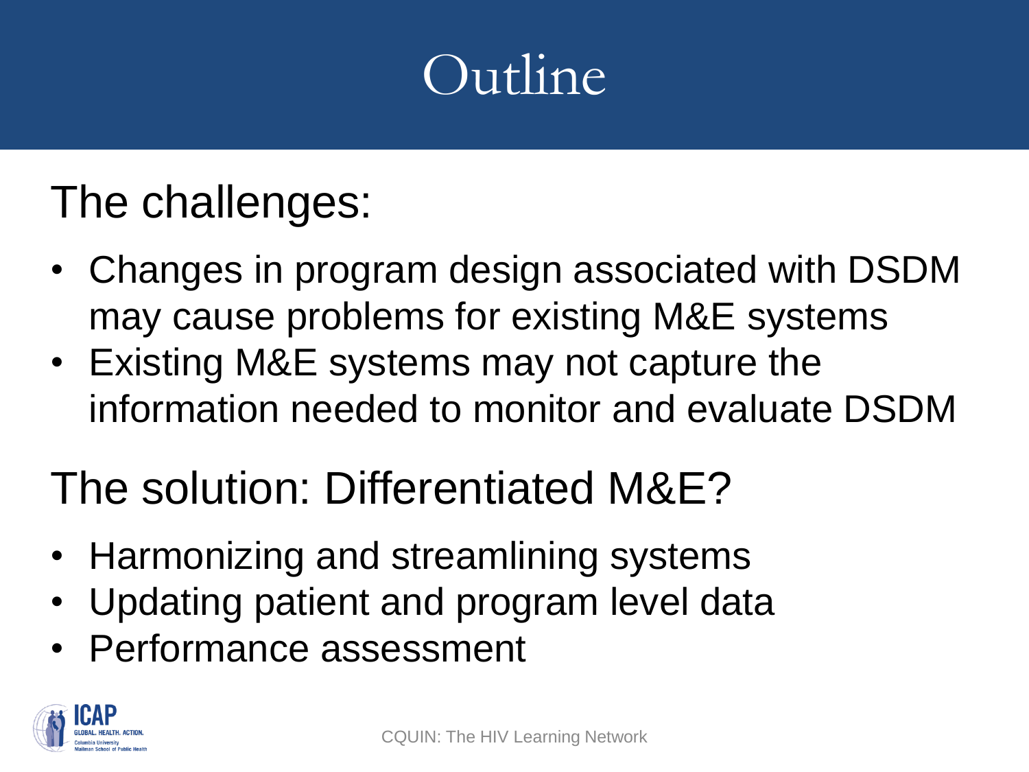# Outline

## The challenges:

- Changes in program design associated with DSDM may cause problems for existing M&E systems
- Existing M&E systems may not capture the information needed to monitor and evaluate DSDM

## The solution: Differentiated M&E?

- Harmonizing and streamlining systems
- Updating patient and program level data
- Performance assessment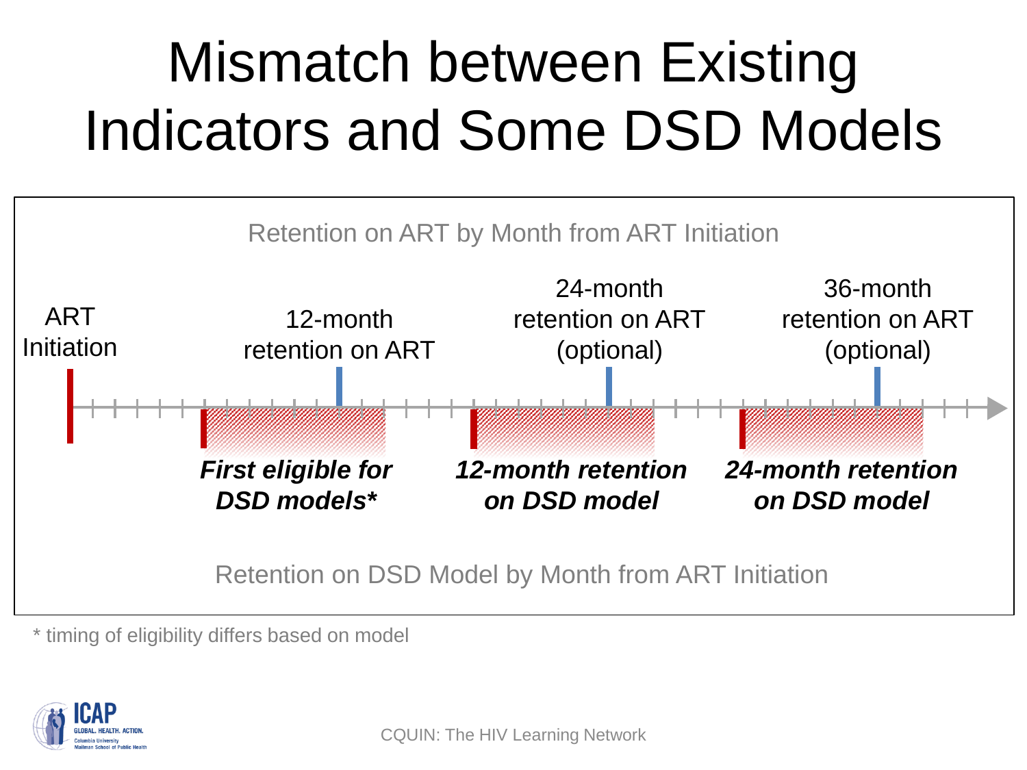# Mismatch between Existing Indicators and Some DSD Models

Retention on ART by Month from ART Initiation

ART Initiation

12-month retention on ART

24-month retention on ART (optional)

36-month retention on ART (optional)

***First eligible for DSD models****

***12-month retention on DSD model***

***24-month retention on DSD model***

Retention on DSD Model by Month from ART Initiation

* timing of eligibility differs based on model

CQUIN: The HIV Learning Network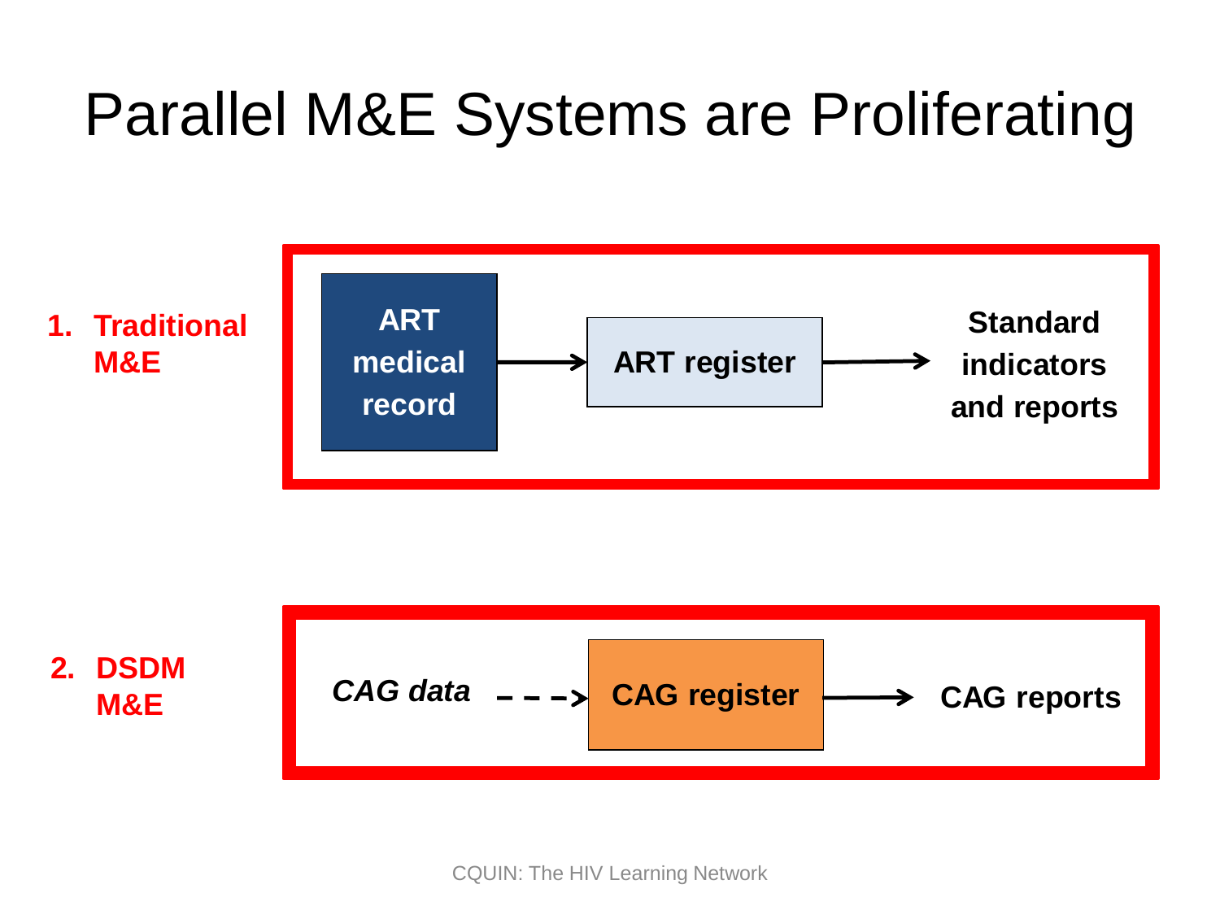# Parallel M&E Systems are Proliferating

1. **Traditional M&E**

   **ART medical record** → **ART register** → **Standard indicators and reports**

2. **DSDM M&E**

   ***CAG data*** - - -> **CAG register** → **CAG reports**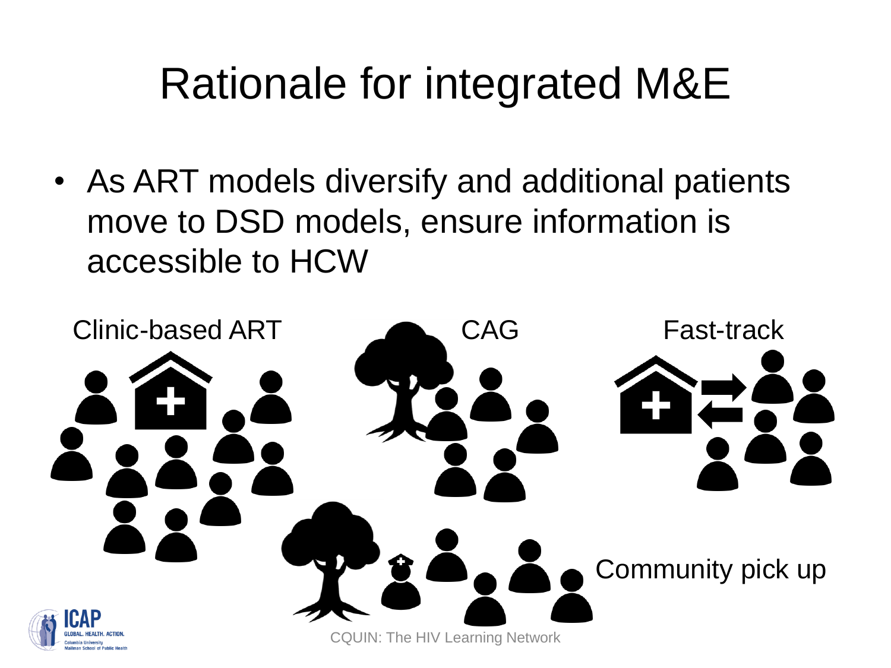# Rationale for integrated M&E

- As ART models diversify and additional patients move to DSD models, ensure information is accessible to HCW

Clinic-based ART

CAG

Fast-track

Community pick up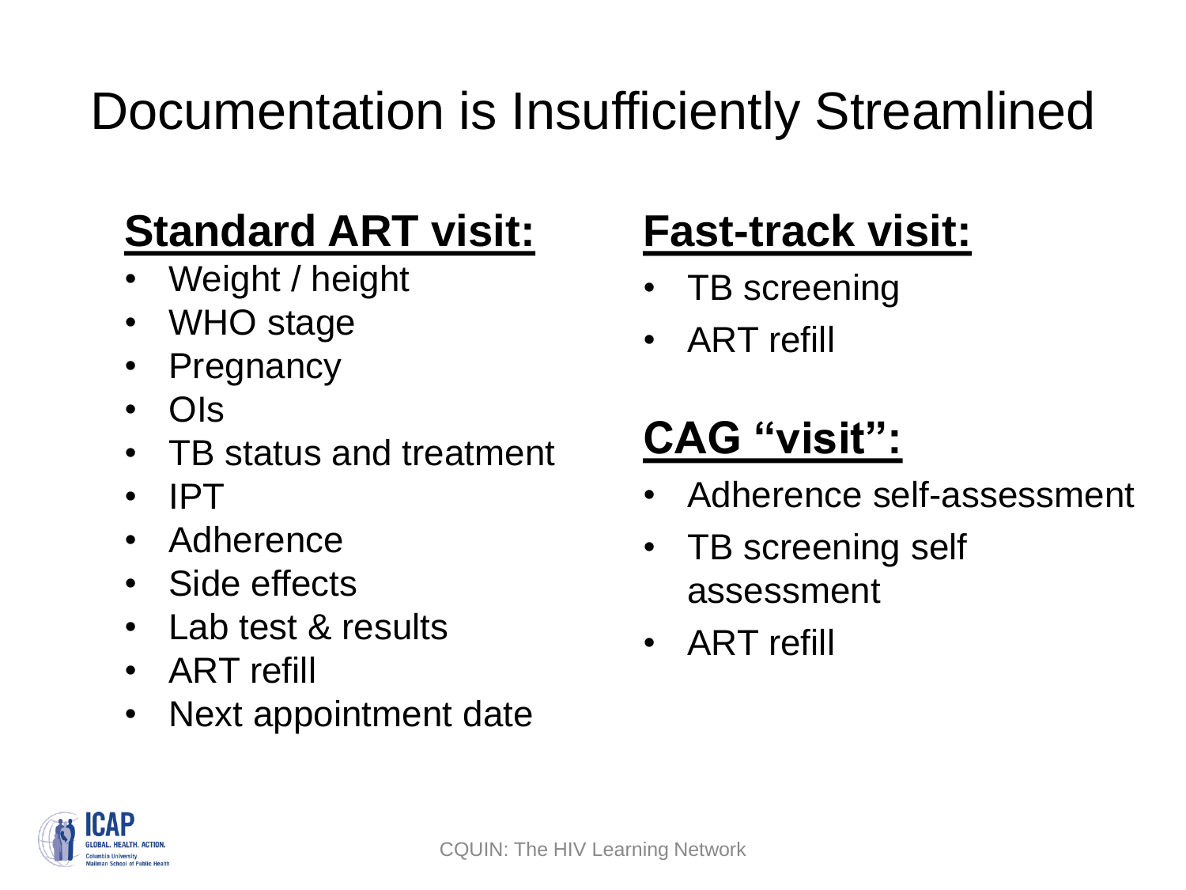# Documentation is Insufficiently Streamlined

## Standard ART visit:

- Weight / height
- WHO stage
- Pregnancy
- OIs
- TB status and treatment
- IPT
- Adherence
- Side effects
- Lab test & results
- ART refill
- Next appointment date

## Fast-track visit:

- TB screening
- ART refill

## CAG “visit”:

- Adherence self-assessment
- TB screening self assessment
- ART refill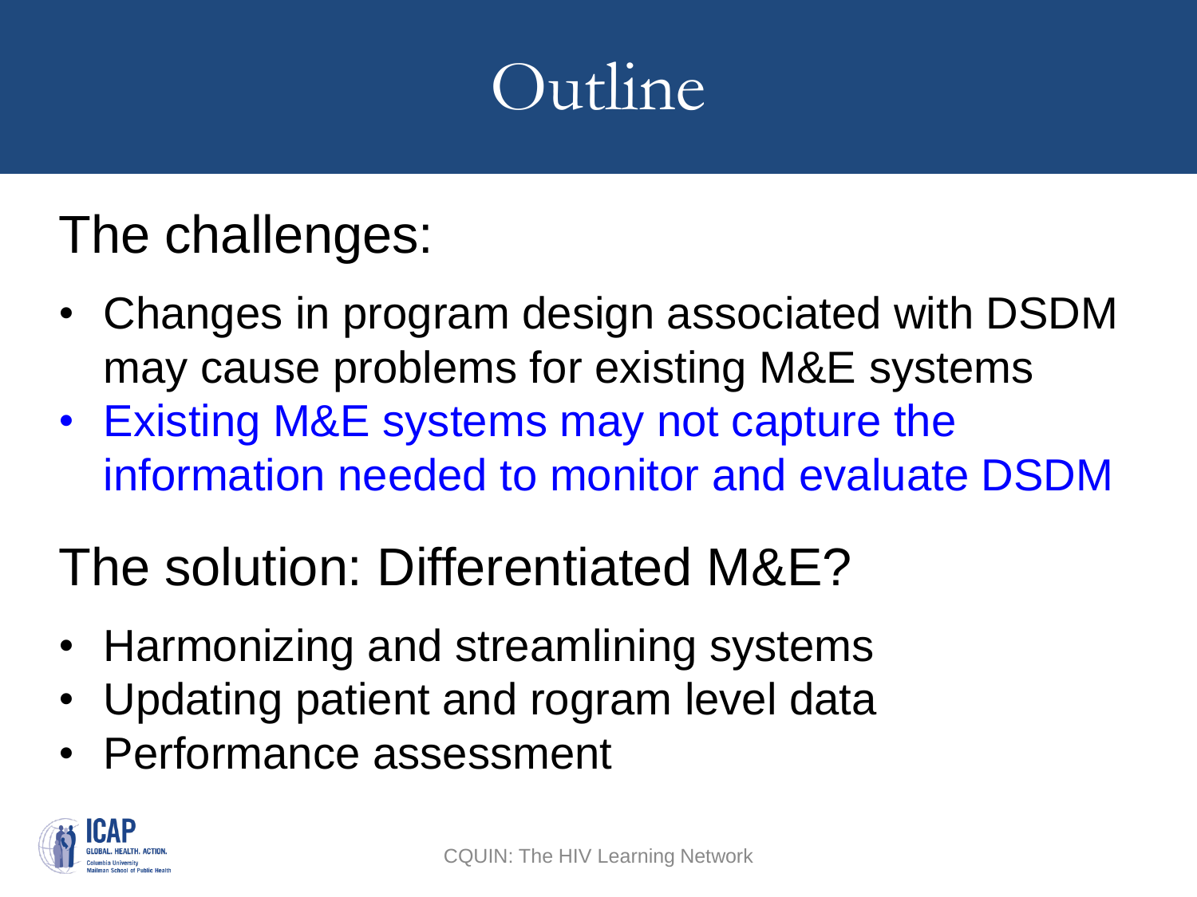# Outline

## The challenges:

- Changes in program design associated with DSDM may cause problems for existing M&E systems
- Existing M&E systems may not capture the information needed to monitor and evaluate DSDM

## The solution: Differentiated M&E?

- Harmonizing and streamlining systems
- Updating patient and rogram level data
- Performance assessment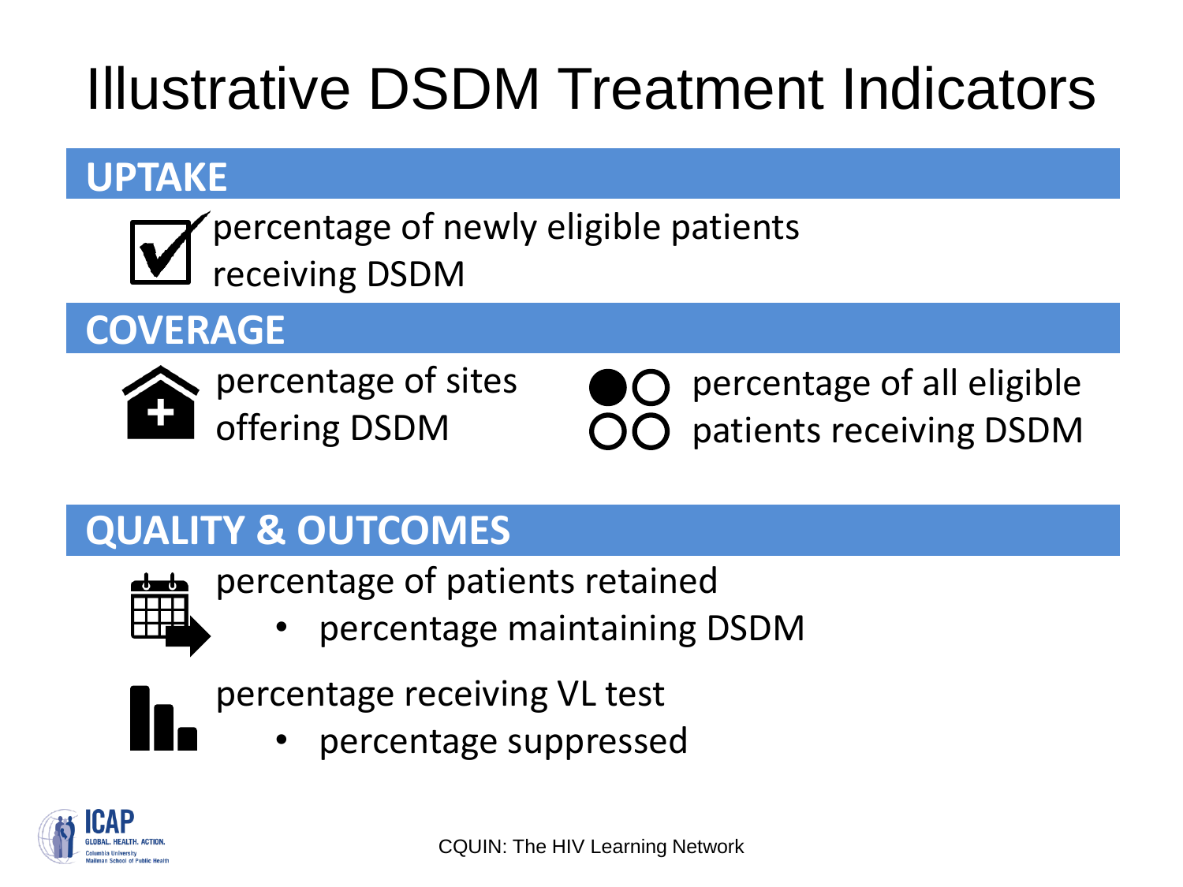# Illustrative DSDM Treatment Indicators

## UPTAKE

- percentage of newly eligible patients receiving DSDM

## COVERAGE

- percentage of sites offering DSDM
- percentage of all eligible patients receiving DSDM

## QUALITY & OUTCOMES

- percentage of patients retained
  - percentage maintaining DSDM
- percentage receiving VL test
  - percentage suppressed

CQUIN: The HIV Learning Network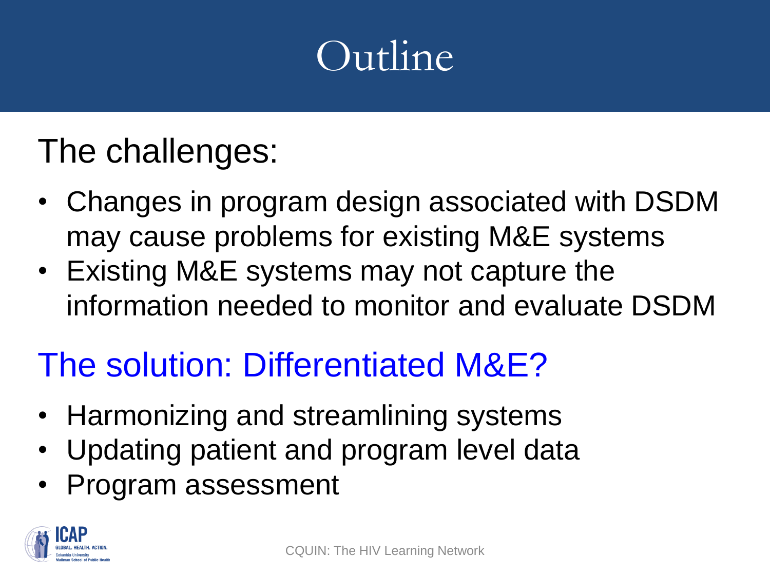# Outline

## The challenges:

- Changes in program design associated with DSDM may cause problems for existing M&E systems
- Existing M&E systems may not capture the information needed to monitor and evaluate DSDM

## The solution: Differentiated M&E?

- Harmonizing and streamlining systems
- Updating patient and program level data
- Program assessment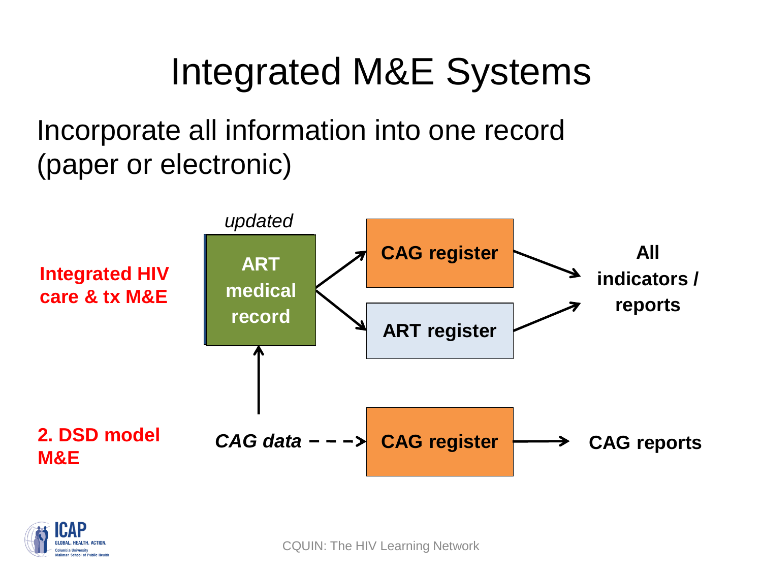# Integrated M&E Systems

Incorporate all information into one record (paper or electronic)

**Integrated HIV care & tx M&E**

*updated*

**ART medical record** → **CAG register** → **All indicators / reports**

**ART medical record** → **ART register** → **All indicators / reports**

**2. DSD model M&E**

*CAG data* → **ART medical record**

*CAG data* - - -> **CAG register** → **CAG reports**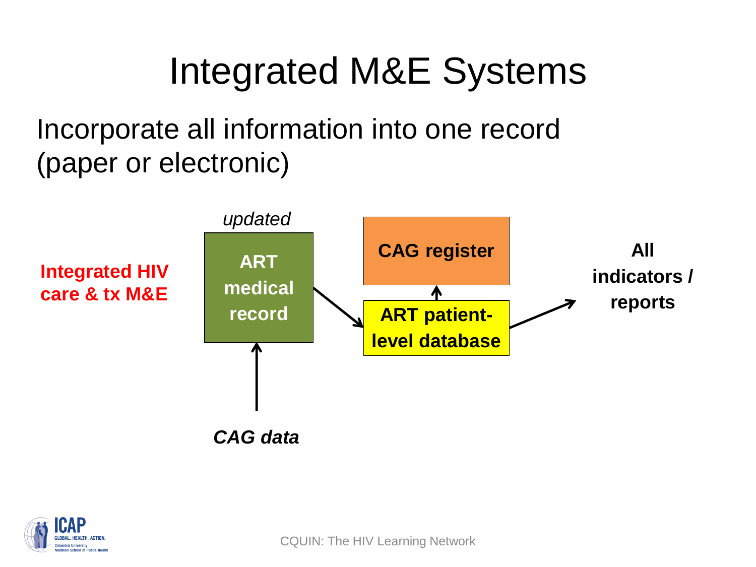# Integrated M&E Systems

Incorporate all information into one record (paper or electronic)

**Integrated HIV care & tx M&E**

*updated*

**ART medical record**

**CAG register**

**ART patient-level database**

**All indicators / reports**

***CAG data***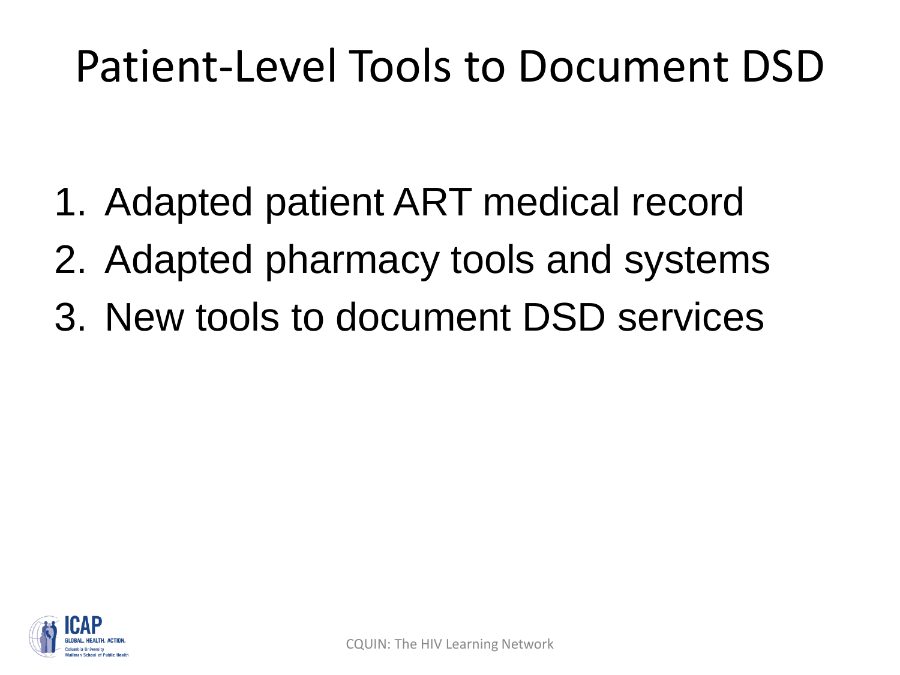# Patient-Level Tools to Document DSD

1. Adapted patient ART medical record
2. Adapted pharmacy tools and systems
3. New tools to document DSD services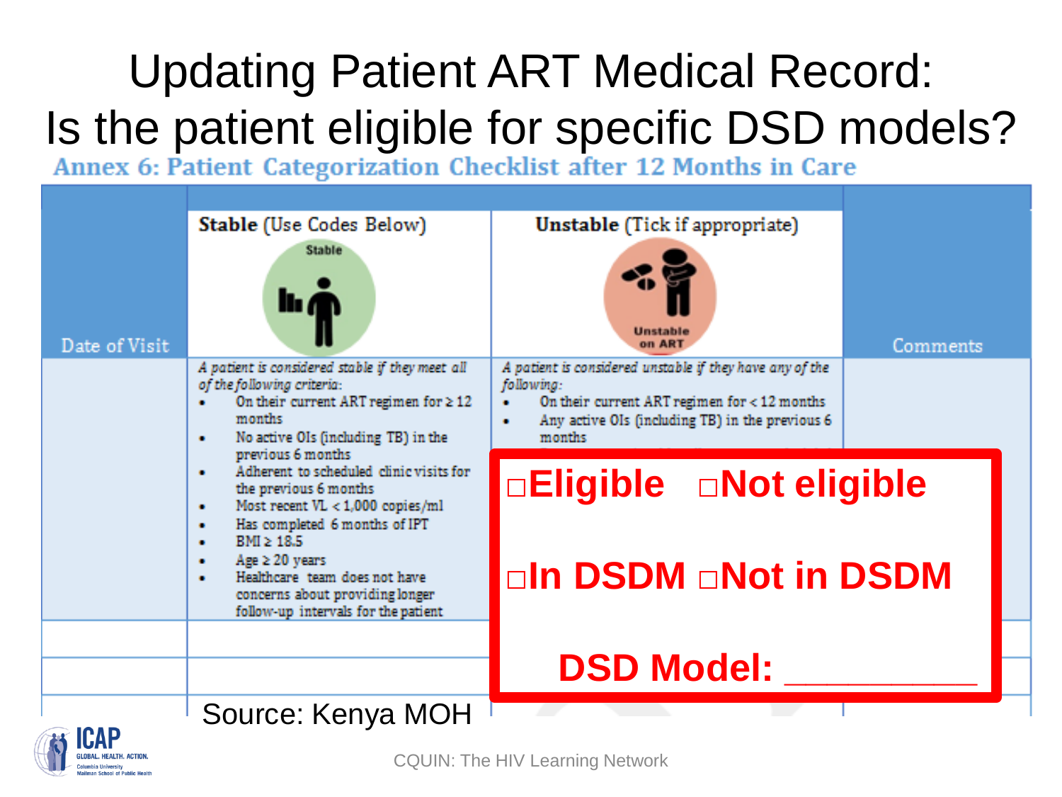# Updating Patient ART Medical Record: Is the patient eligible for specific DSD models?

**Annex 6: Patient Categorization Checklist after 12 Months in Care**

| Date of Visit | **Stable** (Use Codes Below) | **Unstable** (Tick if appropriate) | Comments |
|---|---|---|---|
| | *A patient is considered stable if they meet all of the following criteria:*<br>• On their current ART regimen for ≥ 12 months<br>• No active OIs (including TB) in the previous 6 months<br>• Adherent to scheduled clinic visits for the previous 6 months<br>• Most recent VL < 1,000 copies/ml<br>• Has completed 6 months of IPT<br>• BMI ≥ 18.5<br>• Age ≥ 20 years<br>• Healthcare team does not have concerns about providing longer follow-up intervals for the patient | *A patient is considered unstable if they have any of the following:*<br>• On their current ART regimen for < 12 months<br>• Any active OIs (including TB) in the previous 6 months | |
| | | | |
| | | | |

**□Eligible □Not eligible**

**□In DSDM □Not in DSDM**

**DSD Model: __________**

Source: Kenya MOH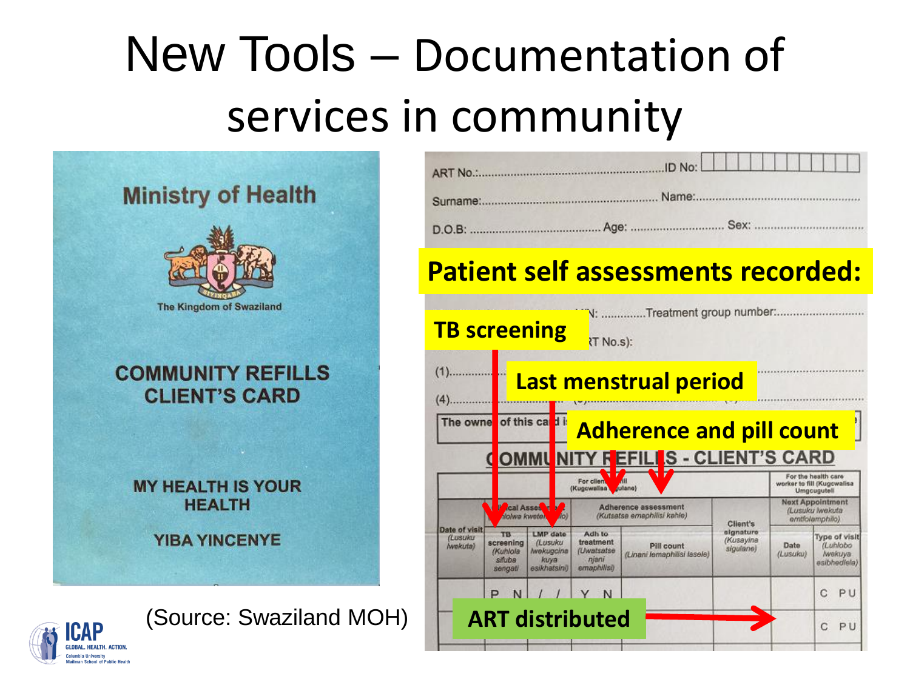# New Tools – Documentation of services in community

**Ministry of Health**

The Kingdom of Swaziland

**COMMUNITY REFILLS CLIENT'S CARD**

**MY HEALTH IS YOUR HEALTH**

**YIBA YINCENYE**

(Source: Swaziland MOH)

ART No.:............ ID No:

Surname:............ Name:............

D.O.B: ............ Age: ............ Sex: ............

**Patient self assessments recorded:**

- **TB screening**
- **Last menstrual period**
- **Adherence and pill count**
- **ART distributed**

**COMMUNITY REFILLS - CLIENT'S CARD**

| Date of visit (Lusuku lwekuta) | TB screening (Kuhlola sifuba sengati) | LMP date (Lusuku lwekugcina kuya esikhatsini) | Adh to treatment (Uwatsatse njani emaphilisi) | Pill count (Linani lemaphilisi lasele) | Client's signature (Kusayina siguiane) | Date (Lusuku) | Type of visit (Luhlobo lwekuya esibhedlela) |
|---|---|---|---|---|---|---|---|
| | P N | / / | Y N | | | | C PU |
| | | | | | | | C PU |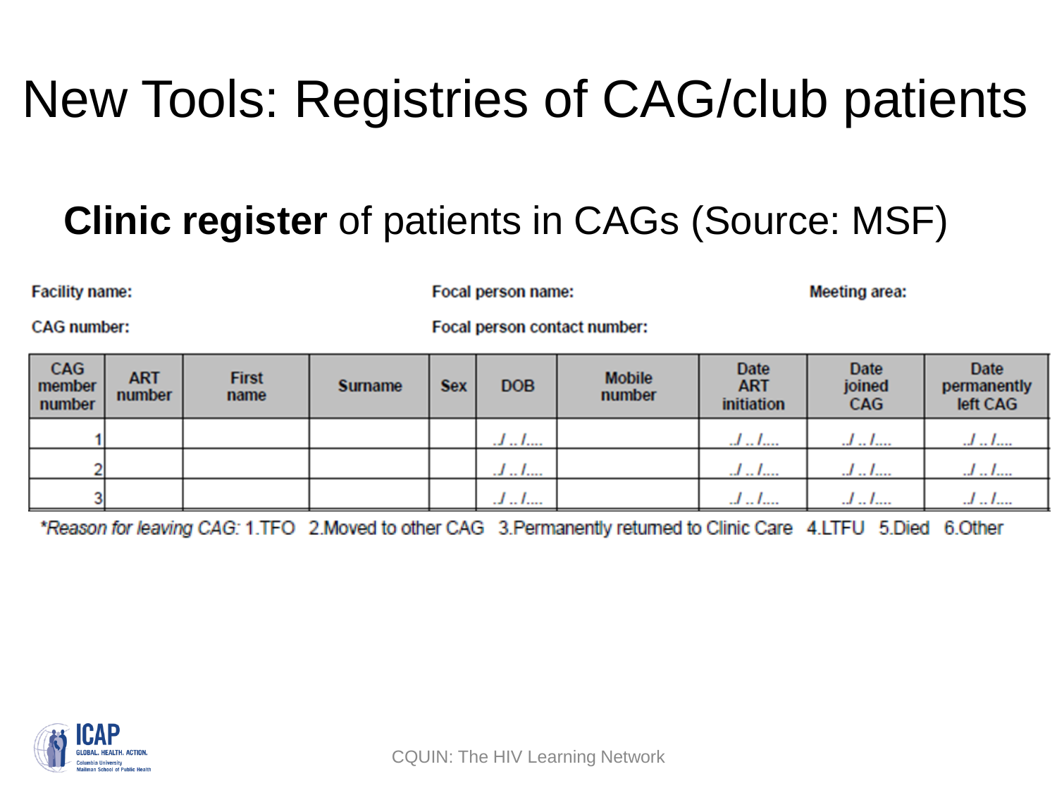# New Tools: Registries of CAG/club patients

## **Clinic register** of patients in CAGs (Source: MSF)

**Facility name:** **Focal person name:** **Meeting area:**

**CAG number:** **Focal person contact number:**

| CAG member number | ART number | First name | Surname | Sex | DOB | Mobile number | Date ART initiation | Date joined CAG | Date permanently left CAG |
|---|---|---|---|---|---|---|---|---|---|
| 1 | | | | | ../ ../.... | | ../ ../.... | ../ ../.... | ../ ../.... |
| 2 | | | | | ../ ../.... | | ../ ../.... | ../ ../.... | ../ ../.... |
| 3 | | | | | ../ ../.... | | ../ ../.... | ../ ../.... | ../ ../.... |

**Reason for leaving CAG:* 1.TFO 2.Moved to other CAG 3.Permanently returned to Clinic Care 4.LTFU 5.Died 6.Other

CQUIN: The HIV Learning Network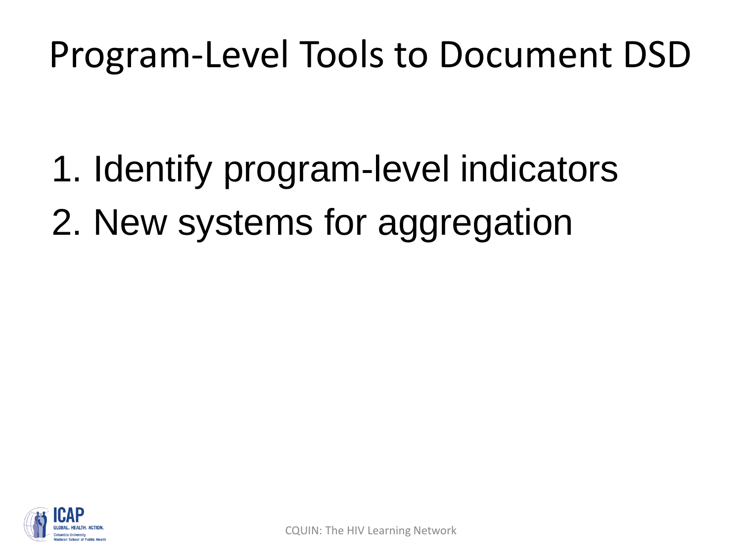# Program-Level Tools to Document DSD

1. Identify program-level indicators
2. New systems for aggregation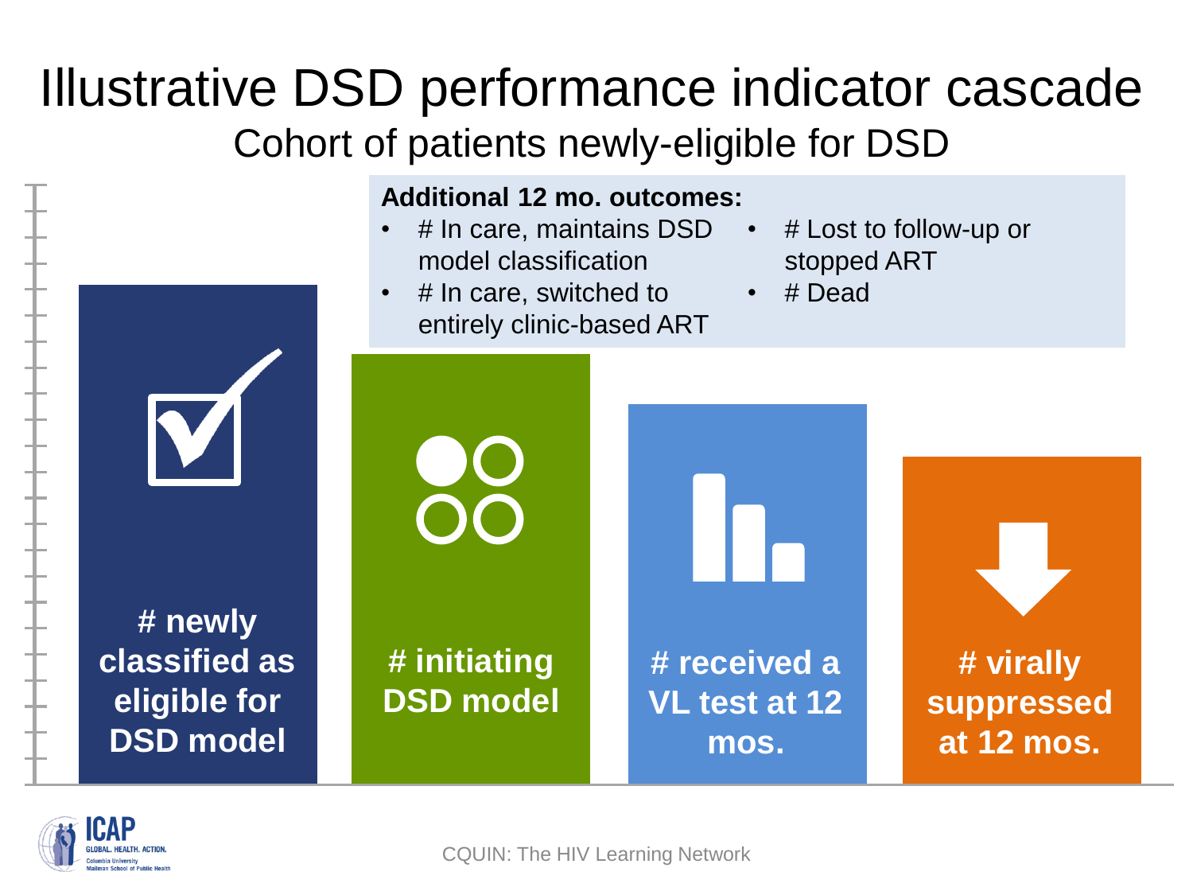# Illustrative DSD performance indicator cascade

## Cohort of patients newly-eligible for DSD

**Additional 12 mo. outcomes:**

- # In care, maintains DSD model classification
- # In care, switched to entirely clinic-based ART
- # Lost to follow-up or stopped ART
- # Dead

**# newly classified as eligible for DSD model**

**# initiating DSD model**

**# received a VL test at 12 mos.**

**# virally suppressed at 12 mos.**

CQUIN: The HIV Learning Network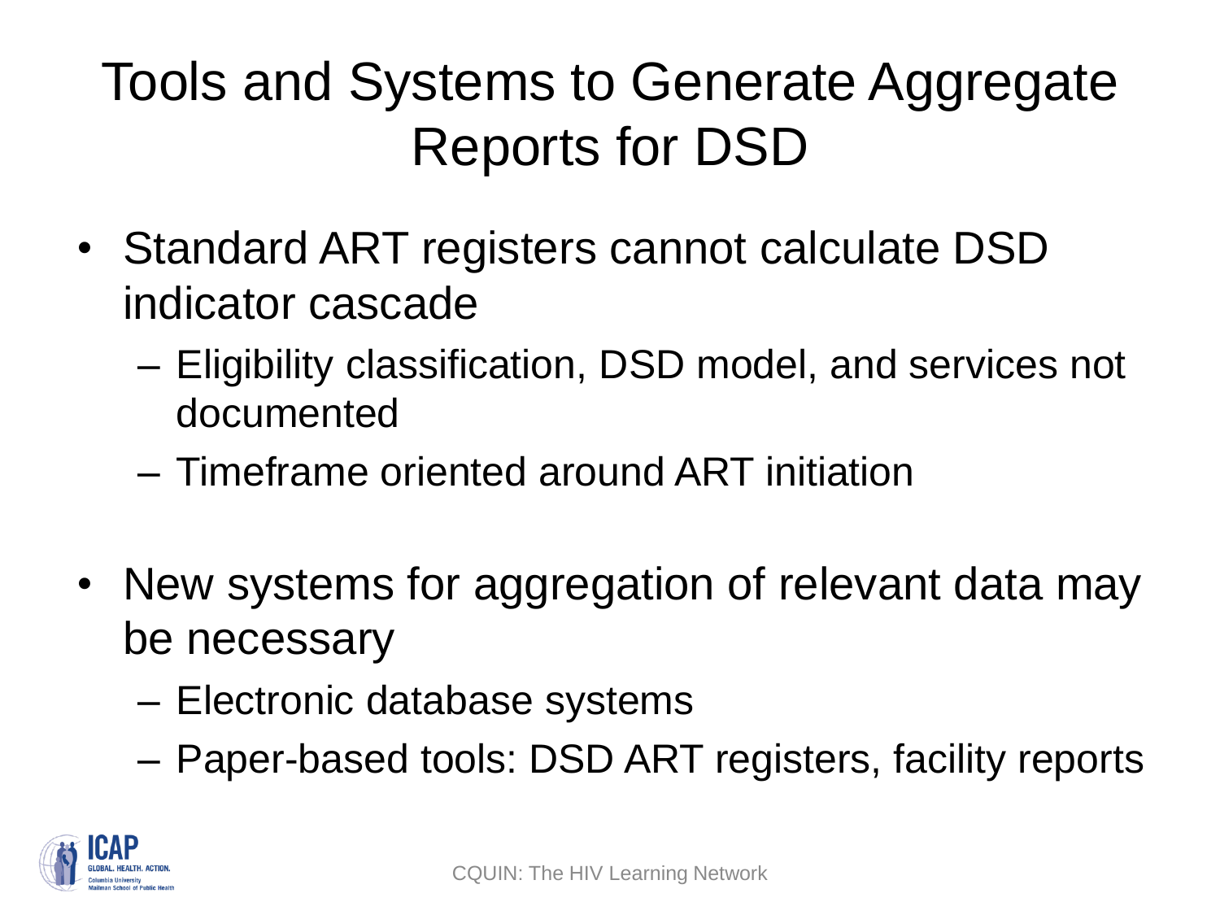# Tools and Systems to Generate Aggregate Reports for DSD

- Standard ART registers cannot calculate DSD indicator cascade
  - Eligibility classification, DSD model, and services not documented
  - Timeframe oriented around ART initiation
- New systems for aggregation of relevant data may be necessary
  - Electronic database systems
  - Paper-based tools: DSD ART registers, facility reports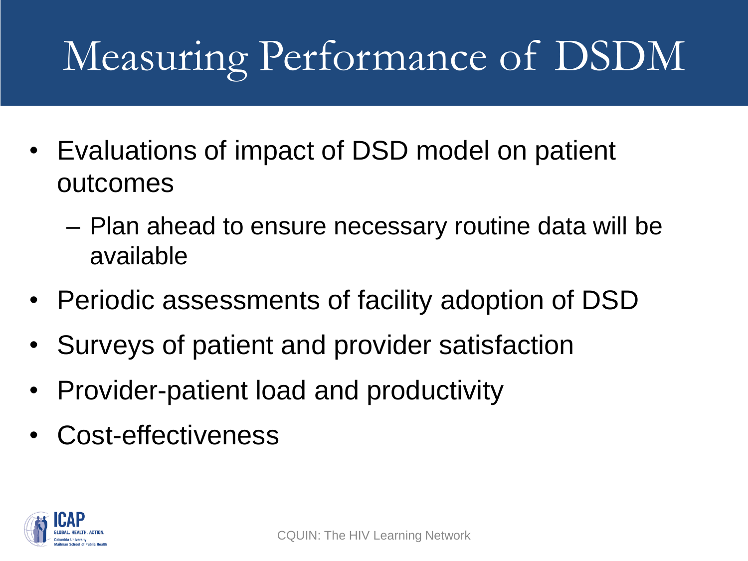# Measuring Performance of DSDM

- Evaluations of impact of DSD model on patient outcomes
  - Plan ahead to ensure necessary routine data will be available
- Periodic assessments of facility adoption of DSD
- Surveys of patient and provider satisfaction
- Provider-patient load and productivity
- Cost-effectiveness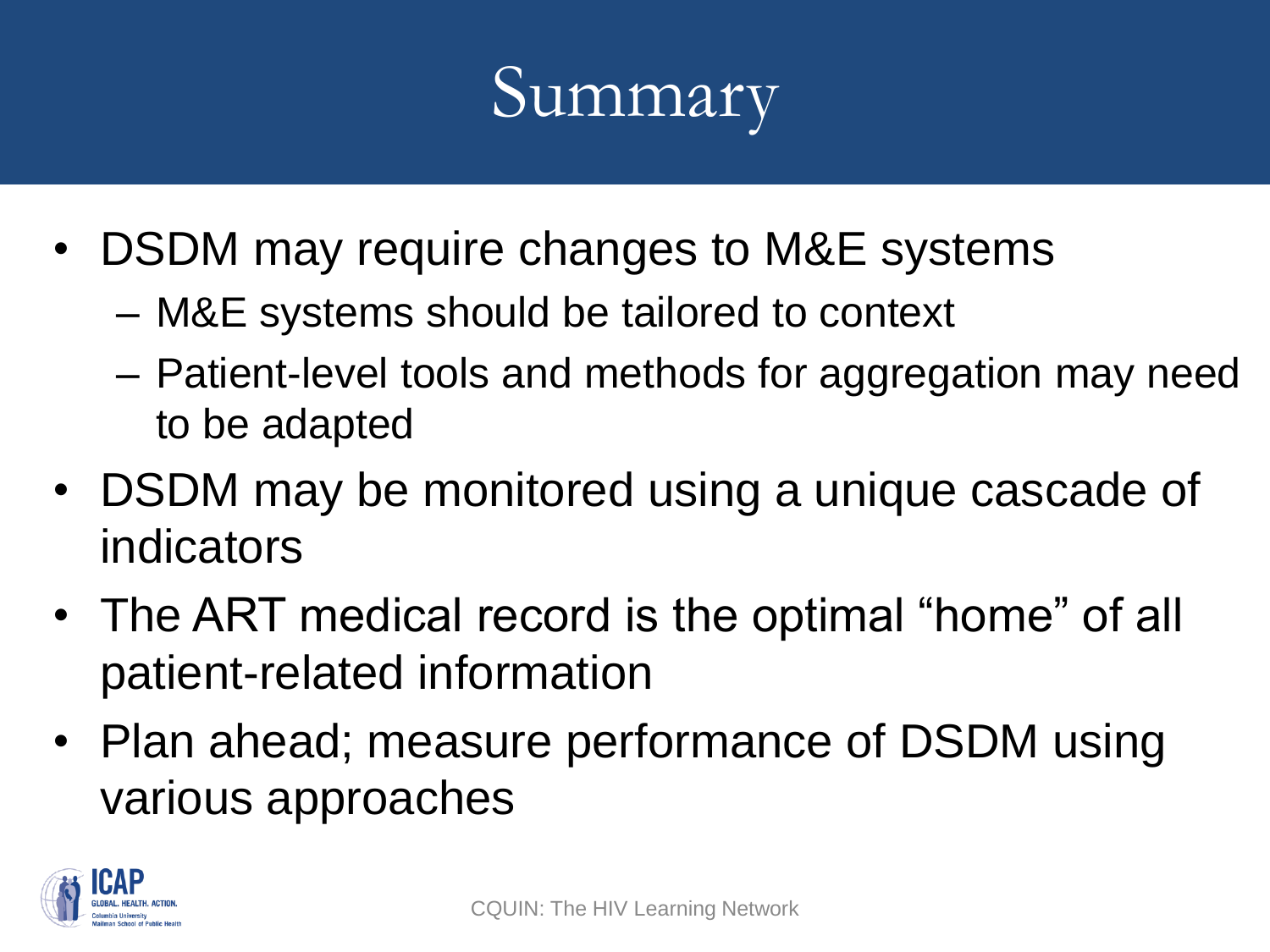# Summary

- DSDM may require changes to M&E systems
  - M&E systems should be tailored to context
  - Patient-level tools and methods for aggregation may need to be adapted
- DSDM may be monitored using a unique cascade of indicators
- The ART medical record is the optimal "home" of all patient-related information
- Plan ahead; measure performance of DSDM using various approaches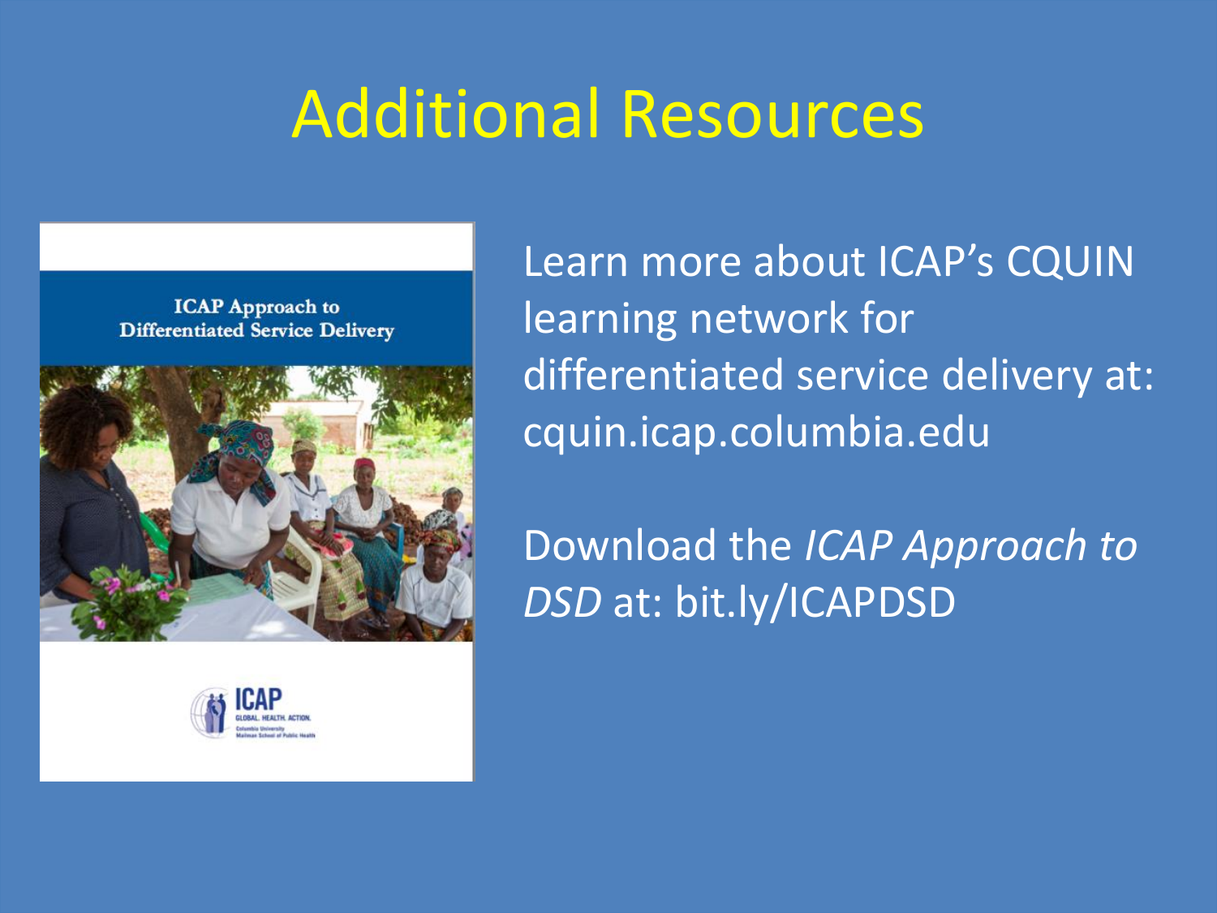# Additional Resources

ICAP Approach to Differentiated Service Delivery

ICAP GLOBAL. HEALTH. ACTION. Columbia University Mailman School of Public Health

Learn more about ICAP's CQUIN learning network for differentiated service delivery at: cquin.icap.columbia.edu

Download the *ICAP Approach to DSD* at: bit.ly/ICAPDSD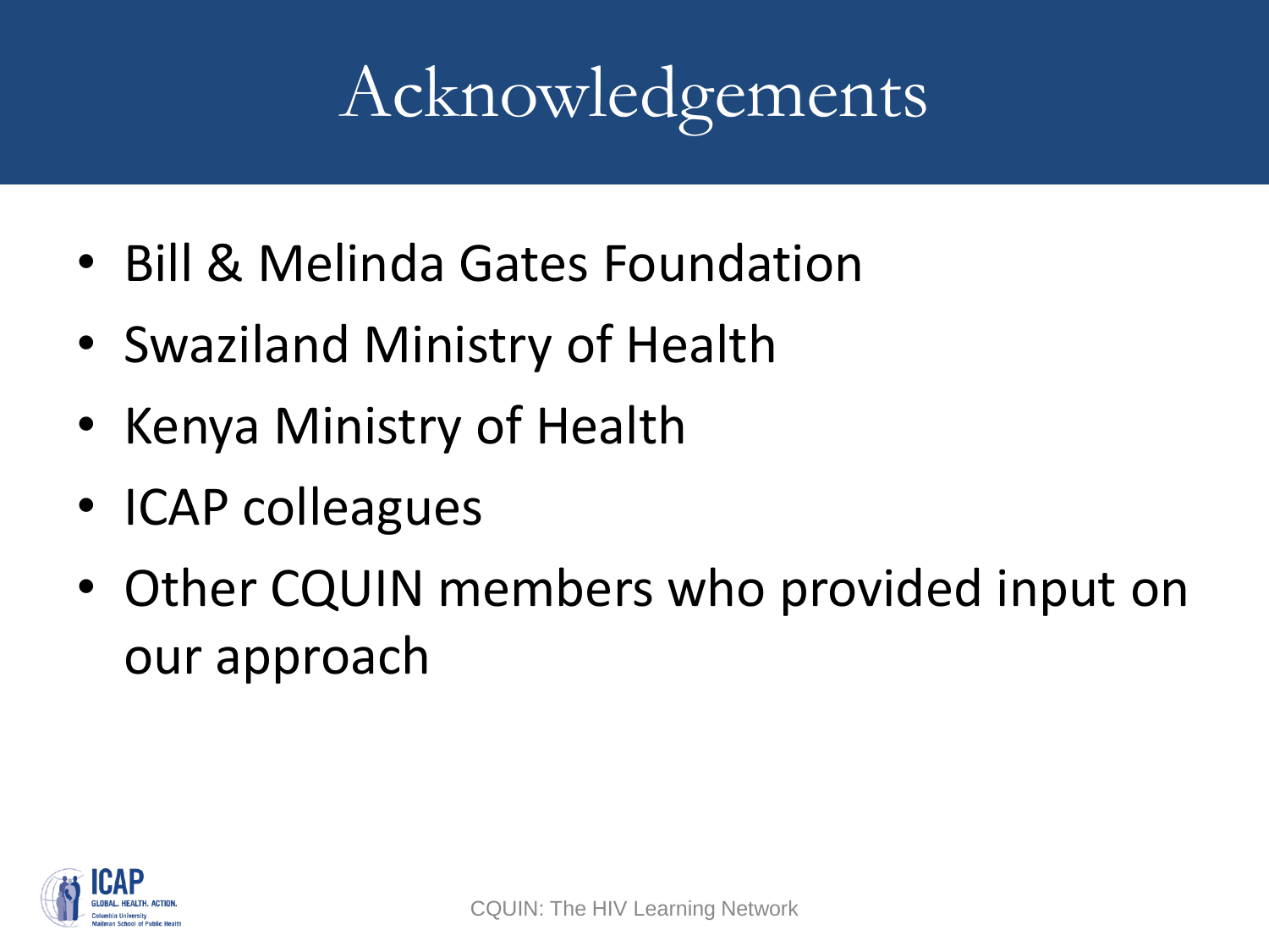# Acknowledgements

- Bill & Melinda Gates Foundation
- Swaziland Ministry of Health
- Kenya Ministry of Health
- ICAP colleagues
- Other CQUIN members who provided input on our approach